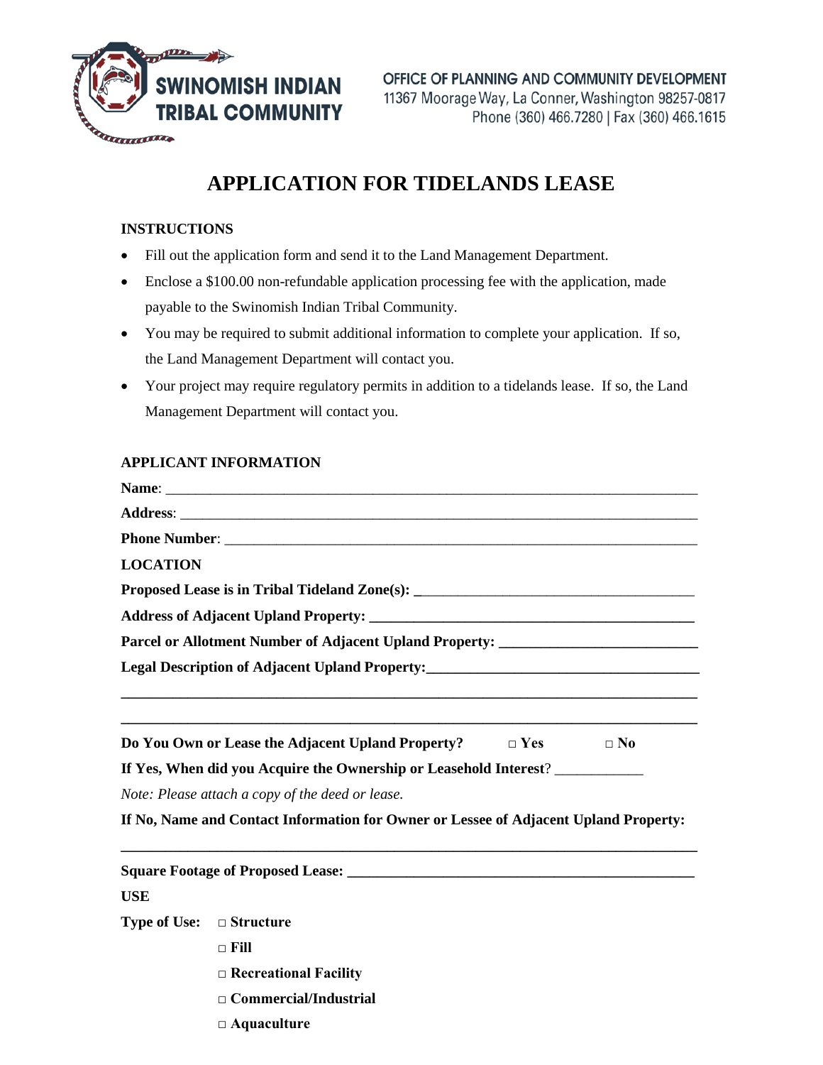**SWINOMISH INDIAN TRIBAL COMMUNITY**

OFFICE OF PLANNING AND COMMUNITY DEVELOPMENT
11367 Moorage Way, La Conner, Washington 98257-0817
Phone (360) 466.7280 | Fax (360) 466.1615

# APPLICATION FOR TIDELANDS LEASE

**INSTRUCTIONS**

- Fill out the application form and send it to the Land Management Department.
- Enclose a $100.00 non-refundable application processing fee with the application, made payable to the Swinomish Indian Tribal Community.
- You may be required to submit additional information to complete your application. If so, the Land Management Department will contact you.
- Your project may require regulatory permits in addition to a tidelands lease. If so, the Land Management Department will contact you.

**APPLICANT INFORMATION**

**Name**: ___________________________________________________________________________

**Address**: _________________________________________________________________________

**Phone Number**: ____________________________________________________________________

**LOCATION**

**Proposed Lease is in Tribal Tideland Zone(s): ______________________________________**

**Address of Adjacent Upland Property: ___________________________________________**

**Parcel or Allotment Number of Adjacent Upland Property: __________________________**

**Legal Description of Adjacent Upland Property:____________________________________**

**_____________________________________________________________________________**

**_____________________________________________________________________________**

**Do You Own or Lease the Adjacent Upland Property?** □ **Yes** □ **No**

**If Yes, When did you Acquire the Ownership or Leasehold Interest**? ___________

*Note: Please attach a copy of the deed or lease.*

**If No, Name and Contact Information for Owner or Lessee of Adjacent Upland Property:**

**_____________________________________________________________________________**

**Square Footage of Proposed Lease: _______________________________________________**

**USE**

**Type of Use:**
- □ **Structure**
- □ **Fill**
- □ **Recreational Facility**
- □ **Commercial/Industrial**
- □ **Aquaculture**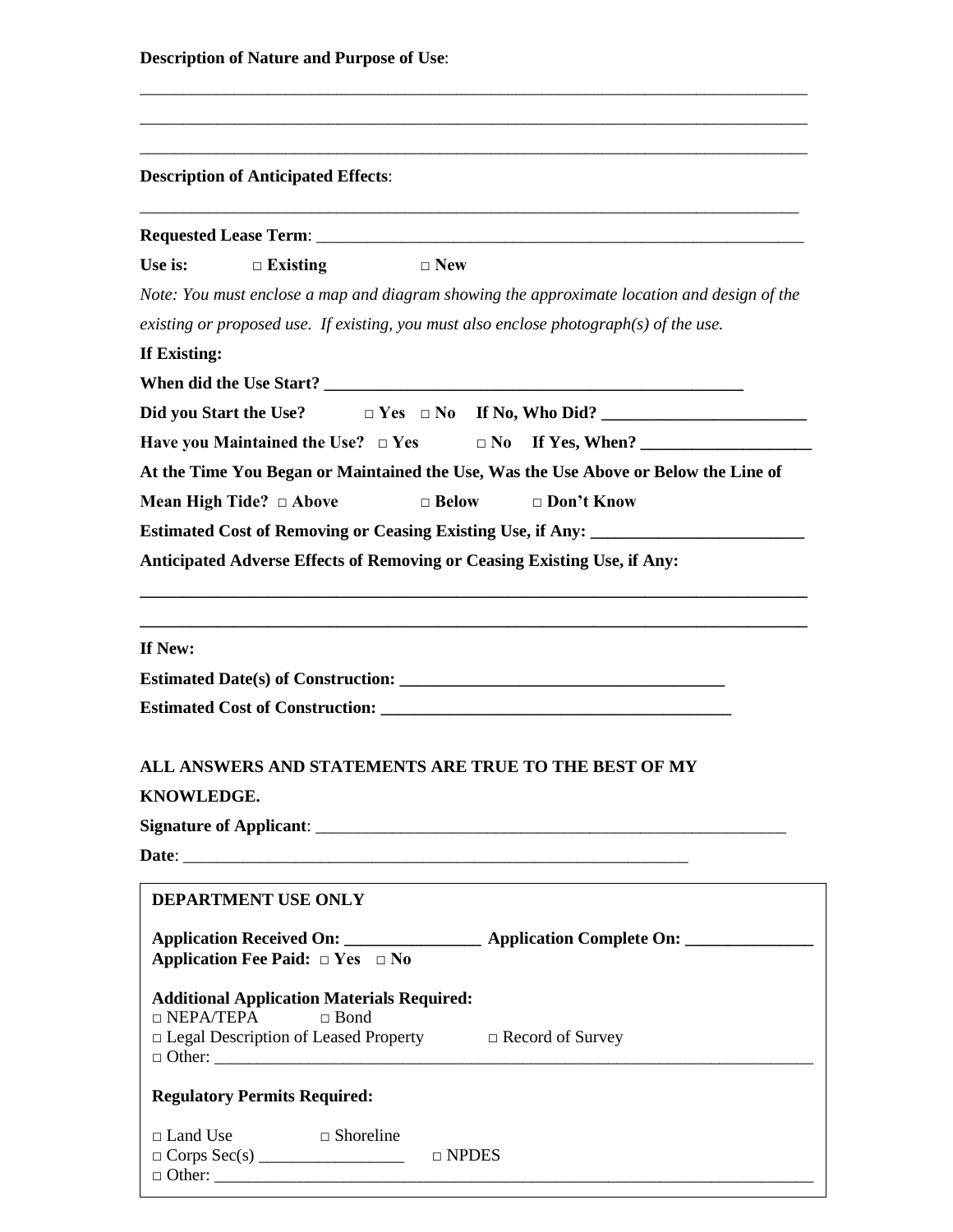**Description of Nature and Purpose of Use**:

\_\_\_\_\_\_\_\_\_\_\_\_\_\_\_\_\_\_\_\_\_\_\_\_\_\_\_\_\_\_\_\_\_\_\_\_\_\_\_\_\_\_\_\_\_\_\_\_\_\_\_\_\_\_\_\_\_\_\_\_\_\_\_\_\_\_\_\_\_\_\_\_\_\_\_\_\_\_\_\_

\_\_\_\_\_\_\_\_\_\_\_\_\_\_\_\_\_\_\_\_\_\_\_\_\_\_\_\_\_\_\_\_\_\_\_\_\_\_\_\_\_\_\_\_\_\_\_\_\_\_\_\_\_\_\_\_\_\_\_\_\_\_\_\_\_\_\_\_\_\_\_\_\_\_\_\_\_\_\_\_

\_\_\_\_\_\_\_\_\_\_\_\_\_\_\_\_\_\_\_\_\_\_\_\_\_\_\_\_\_\_\_\_\_\_\_\_\_\_\_\_\_\_\_\_\_\_\_\_\_\_\_\_\_\_\_\_\_\_\_\_\_\_\_\_\_\_\_\_\_\_\_\_\_\_\_\_\_\_\_\_

**Description of Anticipated Effects**:

\_\_\_\_\_\_\_\_\_\_\_\_\_\_\_\_\_\_\_\_\_\_\_\_\_\_\_\_\_\_\_\_\_\_\_\_\_\_\_\_\_\_\_\_\_\_\_\_\_\_\_\_\_\_\_\_\_\_\_\_\_\_\_\_\_\_\_\_\_\_\_\_\_\_\_\_\_\_\_\_

**Requested Lease Term**: \_\_\_\_\_\_\_\_\_\_\_\_\_\_\_\_\_\_\_\_\_\_\_\_\_\_\_\_\_\_\_\_\_\_\_\_\_\_\_\_\_\_\_\_\_\_\_\_\_\_\_\_\_\_\_\_\_\_

**Use is:** □ **Existing** □ **New**

*Note: You must enclose a map and diagram showing the approximate location and design of the existing or proposed use. If existing, you must also enclose photograph(s) of the use.*

**If Existing:**

**When did the Use Start? \_\_\_\_\_\_\_\_\_\_\_\_\_\_\_\_\_\_\_\_\_\_\_\_\_\_\_\_\_\_\_\_\_\_\_\_\_\_\_\_\_\_\_\_\_\_\_\_**

**Did you Start the Use?** □ **Yes** □ **No If No, Who Did? \_\_\_\_\_\_\_\_\_\_\_\_\_\_\_\_\_\_\_\_\_\_\_\_**

**Have you Maintained the Use?** □ **Yes** □ **No If Yes, When? \_\_\_\_\_\_\_\_\_\_\_\_\_\_\_\_\_\_\_\_**

**At the Time You Began or Maintained the Use, Was the Use Above or Below the Line of Mean High Tide?** □ **Above** □ **Below** □ **Don't Know**

**Estimated Cost of Removing or Ceasing Existing Use, if Any: \_\_\_\_\_\_\_\_\_\_\_\_\_\_\_\_\_\_\_\_\_\_\_\_\_**

**Anticipated Adverse Effects of Removing or Ceasing Existing Use, if Any:**

\_\_\_\_\_\_\_\_\_\_\_\_\_\_\_\_\_\_\_\_\_\_\_\_\_\_\_\_\_\_\_\_\_\_\_\_\_\_\_\_\_\_\_\_\_\_\_\_\_\_\_\_\_\_\_\_\_\_\_\_\_\_\_\_\_\_\_\_\_\_\_\_\_\_\_\_\_\_\_\_

\_\_\_\_\_\_\_\_\_\_\_\_\_\_\_\_\_\_\_\_\_\_\_\_\_\_\_\_\_\_\_\_\_\_\_\_\_\_\_\_\_\_\_\_\_\_\_\_\_\_\_\_\_\_\_\_\_\_\_\_\_\_\_\_\_\_\_\_\_\_\_\_\_\_\_\_\_\_\_\_

**If New:**

**Estimated Date(s) of Construction: \_\_\_\_\_\_\_\_\_\_\_\_\_\_\_\_\_\_\_\_\_\_\_\_\_\_\_\_\_\_\_\_\_\_\_\_\_\_**

**Estimated Cost of Construction: \_\_\_\_\_\_\_\_\_\_\_\_\_\_\_\_\_\_\_\_\_\_\_\_\_\_\_\_\_\_\_\_\_\_\_\_\_\_\_\_\_\_**

**ALL ANSWERS AND STATEMENTS ARE TRUE TO THE BEST OF MY KNOWLEDGE.**

**Signature of Applicant**: \_\_\_\_\_\_\_\_\_\_\_\_\_\_\_\_\_\_\_\_\_\_\_\_\_\_\_\_\_\_\_\_\_\_\_\_\_\_\_\_\_\_\_\_\_\_\_\_\_\_\_\_\_\_\_\_

**Date**: \_\_\_\_\_\_\_\_\_\_\_\_\_\_\_\_\_\_\_\_\_\_\_\_\_\_\_\_\_\_\_\_\_\_\_\_\_\_\_\_\_\_\_\_\_\_\_\_\_\_\_\_\_\_\_\_\_\_\_\_\_

**DEPARTMENT USE ONLY**

**Application Received On: \_\_\_\_\_\_\_\_\_\_\_\_\_\_\_\_ Application Complete On: \_\_\_\_\_\_\_\_\_\_\_\_\_\_\_**
**Application Fee Paid:** □ **Yes** □ **No**

**Additional Application Materials Required:**
□ NEPA/TEPA □ Bond
□ Legal Description of Leased Property □ Record of Survey
□ Other: \_\_\_\_\_\_\_\_\_\_\_\_\_\_\_\_\_\_\_\_\_\_\_\_\_\_\_\_\_\_\_\_\_\_\_\_\_\_\_\_\_\_\_\_\_\_\_\_\_\_\_\_\_\_\_\_\_\_\_\_\_\_\_\_\_\_\_\_\_\_\_\_\_

**Regulatory Permits Required:**

□ Land Use □ Shoreline
□ Corps Sec(s) \_\_\_\_\_\_\_\_\_\_\_\_\_\_\_\_\_ □ NPDES
□ Other: \_\_\_\_\_\_\_\_\_\_\_\_\_\_\_\_\_\_\_\_\_\_\_\_\_\_\_\_\_\_\_\_\_\_\_\_\_\_\_\_\_\_\_\_\_\_\_\_\_\_\_\_\_\_\_\_\_\_\_\_\_\_\_\_\_\_\_\_\_\_\_\_\_